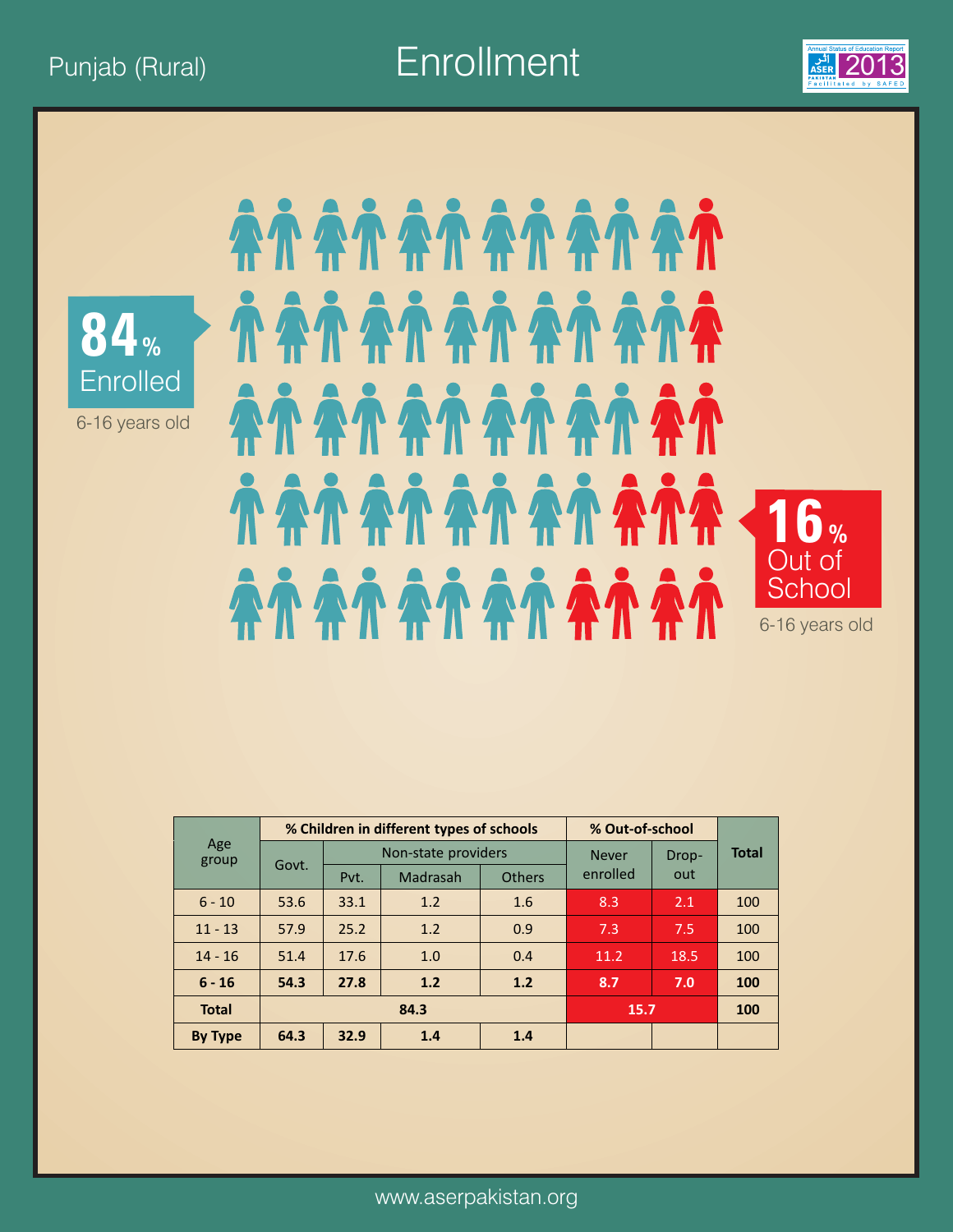Punjab (Rural)

# Enrollment

**84%** Enrolled

6-16 years old

**16%** Out of School

6-16 years old

| Age group | % Children in different types of schools | | | | % Out-of-school | | Total |
|---|---|---|---|---|---|---|---|
| | Govt. | Non-state providers | | | Never enrolled | Drop-out | |
| | | Pvt. | Madrasah | Others | | | |
| 6 - 10 | 53.6 | 33.1 | 1.2 | 1.6 | 8.3 | 2.1 | 100 |
| 11 - 13 | 57.9 | 25.2 | 1.2 | 0.9 | 7.3 | 7.5 | 100 |
| 14 - 16 | 51.4 | 17.6 | 1.0 | 0.4 | 11.2 | 18.5 | 100 |
| **6 - 16** | **54.3** | **27.8** | **1.2** | **1.2** | **8.7** | **7.0** | **100** |
| **Total** | **84.3** | | | | **15.7** | | **100** |
| **By Type** | **64.3** | **32.9** | **1.4** | **1.4** | | | |

www.aserpakistan.org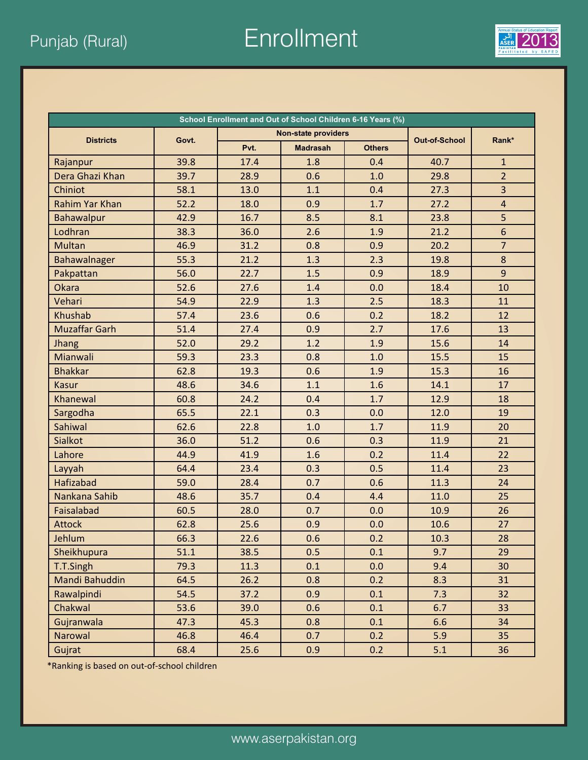# Punjab (Rural)

# Enrollment

| School Enrollment and Out of School Children 6-16 Years (%) | | | | | | |
|---|---|---|---|---|---|---|
| Districts | Govt. | Non-state providers | | | Out-of-School | Rank* |
| | | Pvt. | Madrasah | Others | | |
| Rajanpur | 39.8 | 17.4 | 1.8 | 0.4 | 40.7 | 1 |
| Dera Ghazi Khan | 39.7 | 28.9 | 0.6 | 1.0 | 29.8 | 2 |
| Chiniot | 58.1 | 13.0 | 1.1 | 0.4 | 27.3 | 3 |
| Rahim Yar Khan | 52.2 | 18.0 | 0.9 | 1.7 | 27.2 | 4 |
| Bahawalpur | 42.9 | 16.7 | 8.5 | 8.1 | 23.8 | 5 |
| Lodhran | 38.3 | 36.0 | 2.6 | 1.9 | 21.2 | 6 |
| Multan | 46.9 | 31.2 | 0.8 | 0.9 | 20.2 | 7 |
| Bahawalnager | 55.3 | 21.2 | 1.3 | 2.3 | 19.8 | 8 |
| Pakpattan | 56.0 | 22.7 | 1.5 | 0.9 | 18.9 | 9 |
| Okara | 52.6 | 27.6 | 1.4 | 0.0 | 18.4 | 10 |
| Vehari | 54.9 | 22.9 | 1.3 | 2.5 | 18.3 | 11 |
| Khushab | 57.4 | 23.6 | 0.6 | 0.2 | 18.2 | 12 |
| Muzaffar Garh | 51.4 | 27.4 | 0.9 | 2.7 | 17.6 | 13 |
| Jhang | 52.0 | 29.2 | 1.2 | 1.9 | 15.6 | 14 |
| Mianwali | 59.3 | 23.3 | 0.8 | 1.0 | 15.5 | 15 |
| Bhakkar | 62.8 | 19.3 | 0.6 | 1.9 | 15.3 | 16 |
| Kasur | 48.6 | 34.6 | 1.1 | 1.6 | 14.1 | 17 |
| Khanewal | 60.8 | 24.2 | 0.4 | 1.7 | 12.9 | 18 |
| Sargodha | 65.5 | 22.1 | 0.3 | 0.0 | 12.0 | 19 |
| Sahiwal | 62.6 | 22.8 | 1.0 | 1.7 | 11.9 | 20 |
| Sialkot | 36.0 | 51.2 | 0.6 | 0.3 | 11.9 | 21 |
| Lahore | 44.9 | 41.9 | 1.6 | 0.2 | 11.4 | 22 |
| Layyah | 64.4 | 23.4 | 0.3 | 0.5 | 11.4 | 23 |
| Hafizabad | 59.0 | 28.4 | 0.7 | 0.6 | 11.3 | 24 |
| Nankana Sahib | 48.6 | 35.7 | 0.4 | 4.4 | 11.0 | 25 |
| Faisalabad | 60.5 | 28.0 | 0.7 | 0.0 | 10.9 | 26 |
| Attock | 62.8 | 25.6 | 0.9 | 0.0 | 10.6 | 27 |
| Jehlum | 66.3 | 22.6 | 0.6 | 0.2 | 10.3 | 28 |
| Sheikhupura | 51.1 | 38.5 | 0.5 | 0.1 | 9.7 | 29 |
| T.T.Singh | 79.3 | 11.3 | 0.1 | 0.0 | 9.4 | 30 |
| Mandi Bahuddin | 64.5 | 26.2 | 0.8 | 0.2 | 8.3 | 31 |
| Rawalpindi | 54.5 | 37.2 | 0.9 | 0.1 | 7.3 | 32 |
| Chakwal | 53.6 | 39.0 | 0.6 | 0.1 | 6.7 | 33 |
| Gujranwala | 47.3 | 45.3 | 0.8 | 0.1 | 6.6 | 34 |
| Narowal | 46.8 | 46.4 | 0.7 | 0.2 | 5.9 | 35 |
| Gujrat | 68.4 | 25.6 | 0.9 | 0.2 | 5.1 | 36 |

*Ranking is based on out-of-school children

www.aserpakistan.org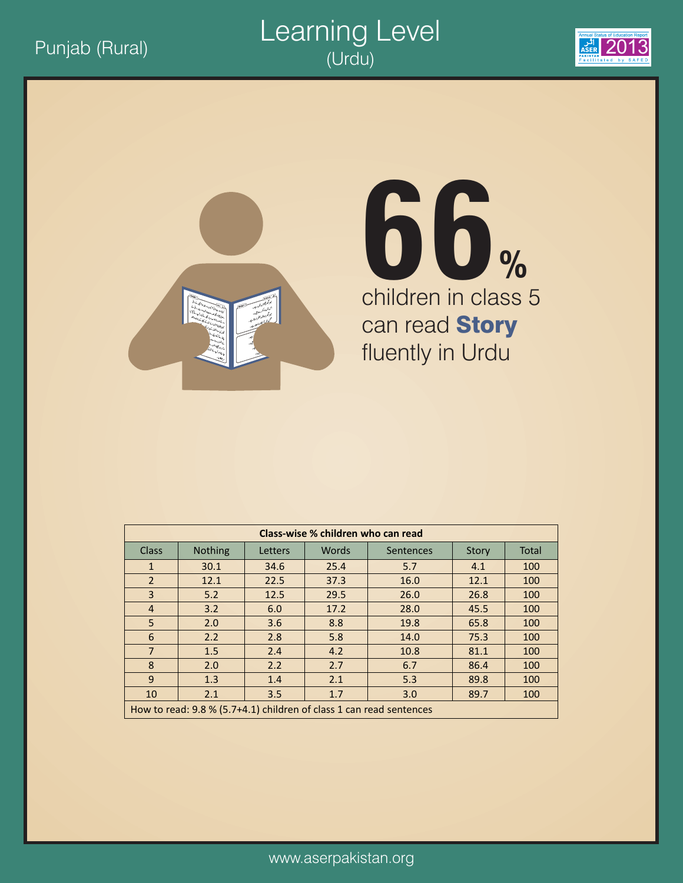Punjab (Rural)

# Learning Level
## (Urdu)

Annual Status of Education Report ASER PAKISTAN 2013 Facilitated by SAFED

**66%**

children in class 5 can read **Story** fluently in Urdu

| Class-wise % children who can read | | | | | | |
|---|---|---|---|---|---|---|
| Class | Nothing | Letters | Words | Sentences | Story | Total |
| 1 | 30.1 | 34.6 | 25.4 | 5.7 | 4.1 | 100 |
| 2 | 12.1 | 22.5 | 37.3 | 16.0 | 12.1 | 100 |
| 3 | 5.2 | 12.5 | 29.5 | 26.0 | 26.8 | 100 |
| 4 | 3.2 | 6.0 | 17.2 | 28.0 | 45.5 | 100 |
| 5 | 2.0 | 3.6 | 8.8 | 19.8 | 65.8 | 100 |
| 6 | 2.2 | 2.8 | 5.8 | 14.0 | 75.3 | 100 |
| 7 | 1.5 | 2.4 | 4.2 | 10.8 | 81.1 | 100 |
| 8 | 2.0 | 2.2 | 2.7 | 6.7 | 86.4 | 100 |
| 9 | 1.3 | 1.4 | 2.1 | 5.3 | 89.8 | 100 |
| 10 | 2.1 | 3.5 | 1.7 | 3.0 | 89.7 | 100 |

How to read: 9.8 % (5.7+4.1) children of class 1 can read sentences

www.aserpakistan.org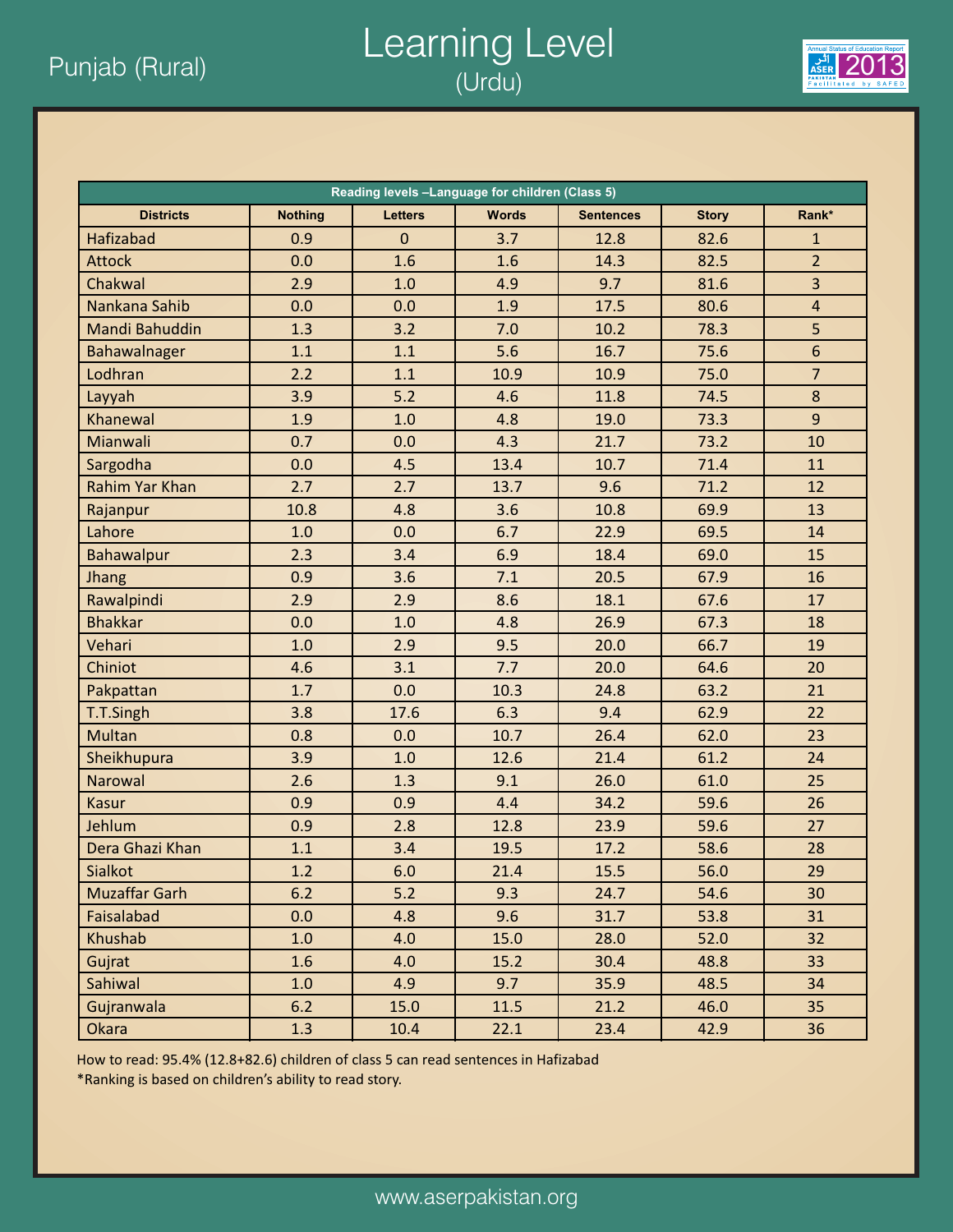Punjab (Rural)

# Learning Level

## (Urdu)

| Reading levels –Language for children (Class 5) | | | | | | |
|---|---|---|---|---|---|---|
| **Districts** | **Nothing** | **Letters** | **Words** | **Sentences** | **Story** | **Rank*** |
| Hafizabad | 0.9 | 0 | 3.7 | 12.8 | 82.6 | 1 |
| Attock | 0.0 | 1.6 | 1.6 | 14.3 | 82.5 | 2 |
| Chakwal | 2.9 | 1.0 | 4.9 | 9.7 | 81.6 | 3 |
| Nankana Sahib | 0.0 | 0.0 | 1.9 | 17.5 | 80.6 | 4 |
| Mandi Bahuddin | 1.3 | 3.2 | 7.0 | 10.2 | 78.3 | 5 |
| Bahawalnager | 1.1 | 1.1 | 5.6 | 16.7 | 75.6 | 6 |
| Lodhran | 2.2 | 1.1 | 10.9 | 10.9 | 75.0 | 7 |
| Layyah | 3.9 | 5.2 | 4.6 | 11.8 | 74.5 | 8 |
| Khanewal | 1.9 | 1.0 | 4.8 | 19.0 | 73.3 | 9 |
| Mianwali | 0.7 | 0.0 | 4.3 | 21.7 | 73.2 | 10 |
| Sargodha | 0.0 | 4.5 | 13.4 | 10.7 | 71.4 | 11 |
| Rahim Yar Khan | 2.7 | 2.7 | 13.7 | 9.6 | 71.2 | 12 |
| Rajanpur | 10.8 | 4.8 | 3.6 | 10.8 | 69.9 | 13 |
| Lahore | 1.0 | 0.0 | 6.7 | 22.9 | 69.5 | 14 |
| Bahawalpur | 2.3 | 3.4 | 6.9 | 18.4 | 69.0 | 15 |
| Jhang | 0.9 | 3.6 | 7.1 | 20.5 | 67.9 | 16 |
| Rawalpindi | 2.9 | 2.9 | 8.6 | 18.1 | 67.6 | 17 |
| Bhakkar | 0.0 | 1.0 | 4.8 | 26.9 | 67.3 | 18 |
| Vehari | 1.0 | 2.9 | 9.5 | 20.0 | 66.7 | 19 |
| Chiniot | 4.6 | 3.1 | 7.7 | 20.0 | 64.6 | 20 |
| Pakpattan | 1.7 | 0.0 | 10.3 | 24.8 | 63.2 | 21 |
| T.T.Singh | 3.8 | 17.6 | 6.3 | 9.4 | 62.9 | 22 |
| Multan | 0.8 | 0.0 | 10.7 | 26.4 | 62.0 | 23 |
| Sheikhupura | 3.9 | 1.0 | 12.6 | 21.4 | 61.2 | 24 |
| Narowal | 2.6 | 1.3 | 9.1 | 26.0 | 61.0 | 25 |
| Kasur | 0.9 | 0.9 | 4.4 | 34.2 | 59.6 | 26 |
| Jehlum | 0.9 | 2.8 | 12.8 | 23.9 | 59.6 | 27 |
| Dera Ghazi Khan | 1.1 | 3.4 | 19.5 | 17.2 | 58.6 | 28 |
| Sialkot | 1.2 | 6.0 | 21.4 | 15.5 | 56.0 | 29 |
| Muzaffar Garh | 6.2 | 5.2 | 9.3 | 24.7 | 54.6 | 30 |
| Faisalabad | 0.0 | 4.8 | 9.6 | 31.7 | 53.8 | 31 |
| Khushab | 1.0 | 4.0 | 15.0 | 28.0 | 52.0 | 32 |
| Gujrat | 1.6 | 4.0 | 15.2 | 30.4 | 48.8 | 33 |
| Sahiwal | 1.0 | 4.9 | 9.7 | 35.9 | 48.5 | 34 |
| Gujranwala | 6.2 | 15.0 | 11.5 | 21.2 | 46.0 | 35 |
| Okara | 1.3 | 10.4 | 22.1 | 23.4 | 42.9 | 36 |

How to read: 95.4% (12.8+82.6) children of class 5 can read sentences in Hafizabad

*Ranking is based on children's ability to read story.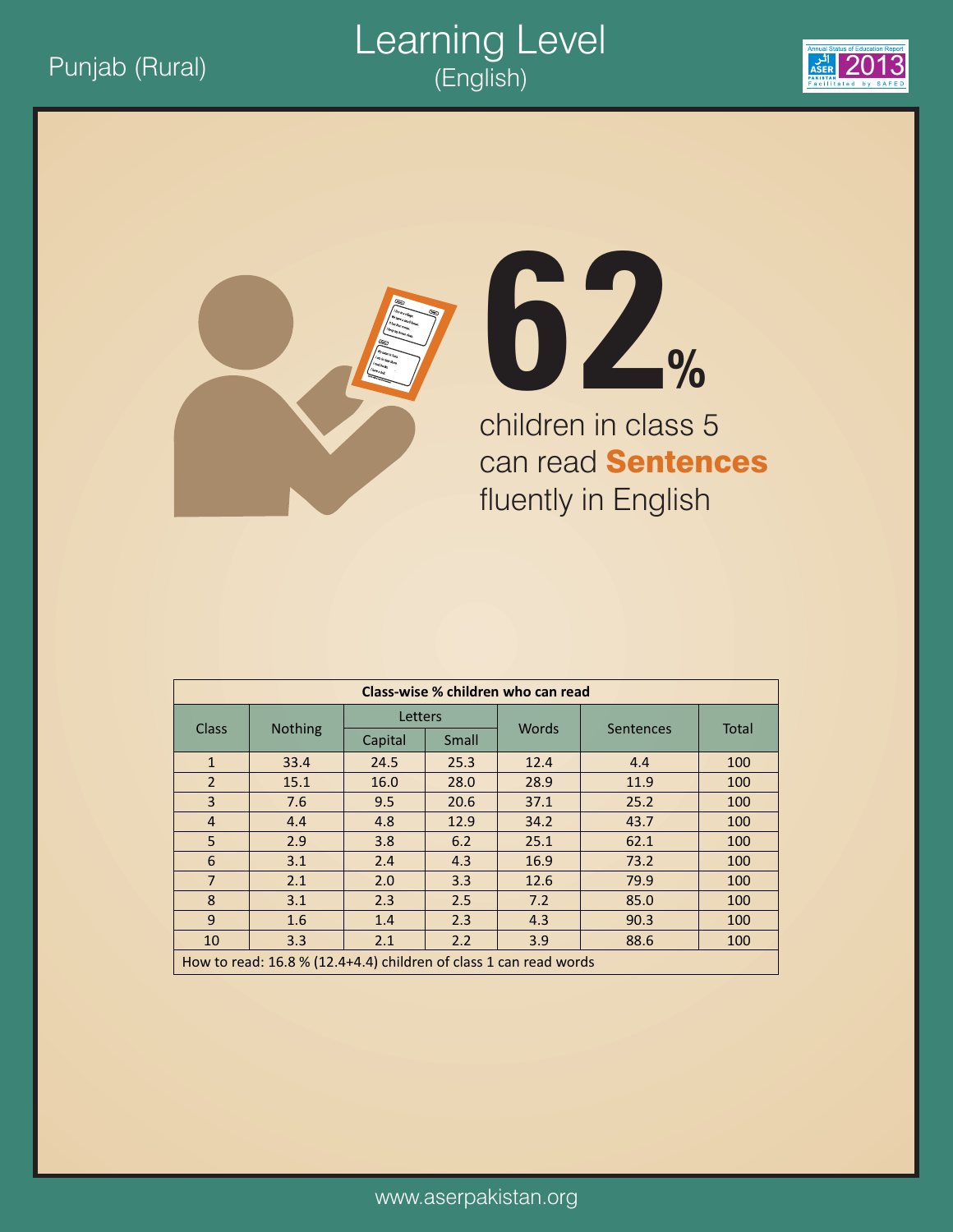Punjab (Rural)

# Learning Level
## (English)

# 62%

children in class 5 can read **Sentences** fluently in English

**Class-wise % children who can read**

| Class | Nothing | Letters | | Words | Sentences | Total |
|---|---|---|---|---|---|---|
| | | Capital | Small | | | |
| 1 | 33.4 | 24.5 | 25.3 | 12.4 | 4.4 | 100 |
| 2 | 15.1 | 16.0 | 28.0 | 28.9 | 11.9 | 100 |
| 3 | 7.6 | 9.5 | 20.6 | 37.1 | 25.2 | 100 |
| 4 | 4.4 | 4.8 | 12.9 | 34.2 | 43.7 | 100 |
| 5 | 2.9 | 3.8 | 6.2 | 25.1 | 62.1 | 100 |
| 6 | 3.1 | 2.4 | 4.3 | 16.9 | 73.2 | 100 |
| 7 | 2.1 | 2.0 | 3.3 | 12.6 | 79.9 | 100 |
| 8 | 3.1 | 2.3 | 2.5 | 7.2 | 85.0 | 100 |
| 9 | 1.6 | 1.4 | 2.3 | 4.3 | 90.3 | 100 |
| 10 | 3.3 | 2.1 | 2.2 | 3.9 | 88.6 | 100 |

How to read: 16.8 % (12.4+4.4) children of class 1 can read words

www.aserpakistan.org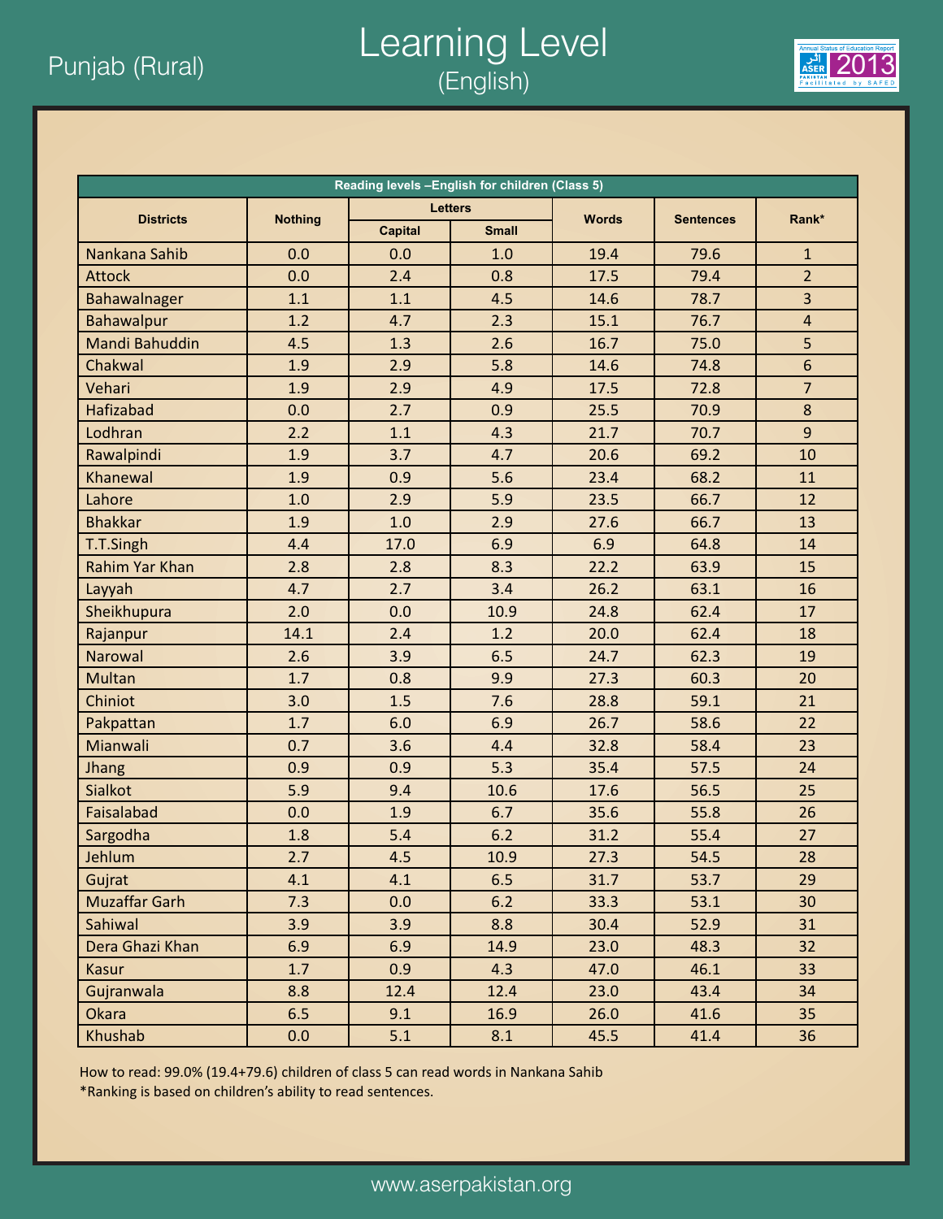Punjab (Rural)

# Learning Level
## (English)

| Reading levels –English for children (Class 5) | | | | | | |
|---|---|---|---|---|---|---|
| Districts | Nothing | Letters | | Words | Sentences | Rank* |
| | | Capital | Small | | | |
| Nankana Sahib | 0.0 | 0.0 | 1.0 | 19.4 | 79.6 | 1 |
| Attock | 0.0 | 2.4 | 0.8 | 17.5 | 79.4 | 2 |
| Bahawalnager | 1.1 | 1.1 | 4.5 | 14.6 | 78.7 | 3 |
| Bahawalpur | 1.2 | 4.7 | 2.3 | 15.1 | 76.7 | 4 |
| Mandi Bahuddin | 4.5 | 1.3 | 2.6 | 16.7 | 75.0 | 5 |
| Chakwal | 1.9 | 2.9 | 5.8 | 14.6 | 74.8 | 6 |
| Vehari | 1.9 | 2.9 | 4.9 | 17.5 | 72.8 | 7 |
| Hafizabad | 0.0 | 2.7 | 0.9 | 25.5 | 70.9 | 8 |
| Lodhran | 2.2 | 1.1 | 4.3 | 21.7 | 70.7 | 9 |
| Rawalpindi | 1.9 | 3.7 | 4.7 | 20.6 | 69.2 | 10 |
| Khanewal | 1.9 | 0.9 | 5.6 | 23.4 | 68.2 | 11 |
| Lahore | 1.0 | 2.9 | 5.9 | 23.5 | 66.7 | 12 |
| Bhakkar | 1.9 | 1.0 | 2.9 | 27.6 | 66.7 | 13 |
| T.T.Singh | 4.4 | 17.0 | 6.9 | 6.9 | 64.8 | 14 |
| Rahim Yar Khan | 2.8 | 2.8 | 8.3 | 22.2 | 63.9 | 15 |
| Layyah | 4.7 | 2.7 | 3.4 | 26.2 | 63.1 | 16 |
| Sheikhupura | 2.0 | 0.0 | 10.9 | 24.8 | 62.4 | 17 |
| Rajanpur | 14.1 | 2.4 | 1.2 | 20.0 | 62.4 | 18 |
| Narowal | 2.6 | 3.9 | 6.5 | 24.7 | 62.3 | 19 |
| Multan | 1.7 | 0.8 | 9.9 | 27.3 | 60.3 | 20 |
| Chiniot | 3.0 | 1.5 | 7.6 | 28.8 | 59.1 | 21 |
| Pakpattan | 1.7 | 6.0 | 6.9 | 26.7 | 58.6 | 22 |
| Mianwali | 0.7 | 3.6 | 4.4 | 32.8 | 58.4 | 23 |
| Jhang | 0.9 | 0.9 | 5.3 | 35.4 | 57.5 | 24 |
| Sialkot | 5.9 | 9.4 | 10.6 | 17.6 | 56.5 | 25 |
| Faisalabad | 0.0 | 1.9 | 6.7 | 35.6 | 55.8 | 26 |
| Sargodha | 1.8 | 5.4 | 6.2 | 31.2 | 55.4 | 27 |
| Jehlum | 2.7 | 4.5 | 10.9 | 27.3 | 54.5 | 28 |
| Gujrat | 4.1 | 4.1 | 6.5 | 31.7 | 53.7 | 29 |
| Muzaffar Garh | 7.3 | 0.0 | 6.2 | 33.3 | 53.1 | 30 |
| Sahiwal | 3.9 | 3.9 | 8.8 | 30.4 | 52.9 | 31 |
| Dera Ghazi Khan | 6.9 | 6.9 | 14.9 | 23.0 | 48.3 | 32 |
| Kasur | 1.7 | 0.9 | 4.3 | 47.0 | 46.1 | 33 |
| Gujranwala | 8.8 | 12.4 | 12.4 | 23.0 | 43.4 | 34 |
| Okara | 6.5 | 9.1 | 16.9 | 26.0 | 41.6 | 35 |
| Khushab | 0.0 | 5.1 | 8.1 | 45.5 | 41.4 | 36 |

How to read: 99.0% (19.4+79.6) children of class 5 can read words in Nankana Sahib

*Ranking is based on children's ability to read sentences.

www.aserpakistan.org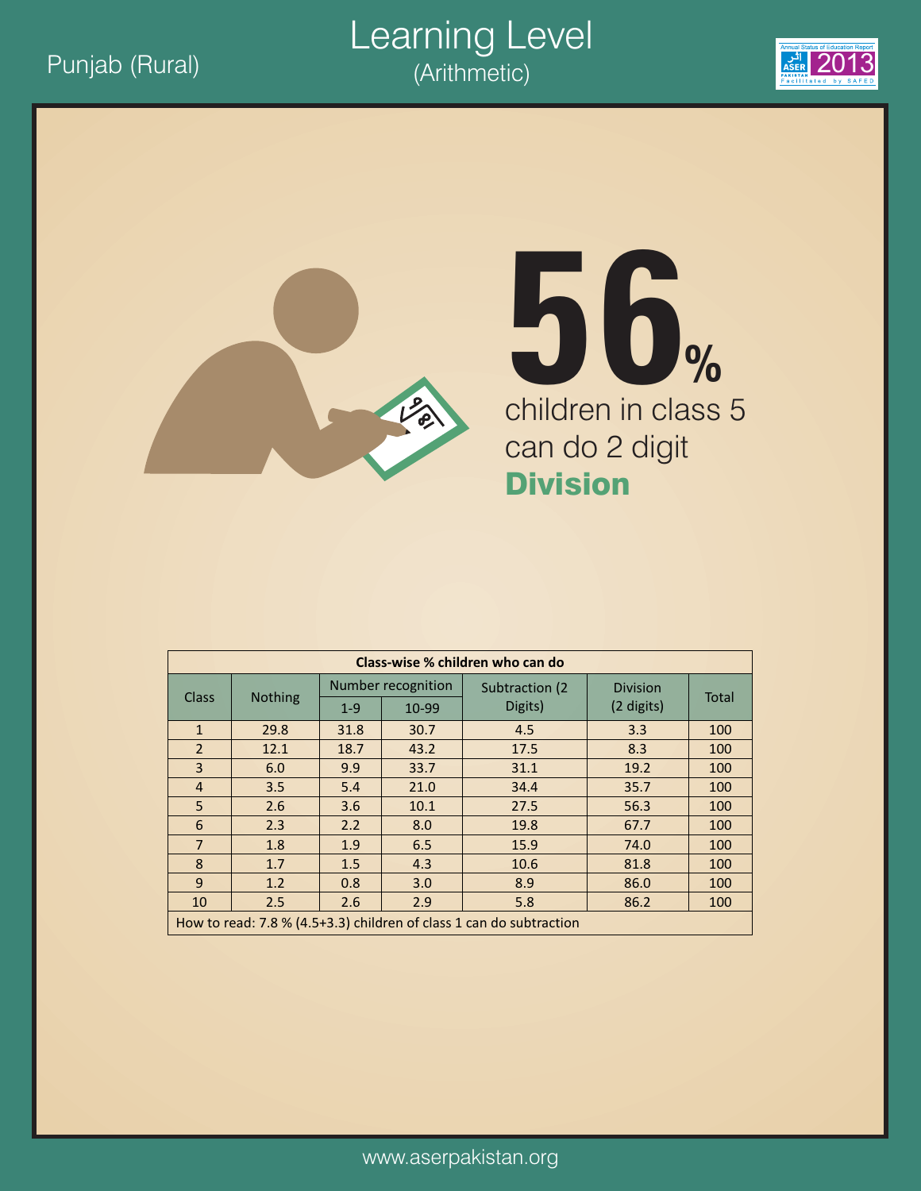Punjab (Rural)

# Learning Level
(Arithmetic)

**56%** children in class 5 can do 2 digit **Division**

| Class-wise % children who can do | | | | | | |
|---|---|---|---|---|---|---|
| Class | Nothing | Number recognition | | Subtraction (2 Digits) | Division (2 digits) | Total |
| | | 1-9 | 10-99 | | | |
| 1 | 29.8 | 31.8 | 30.7 | 4.5 | 3.3 | 100 |
| 2 | 12.1 | 18.7 | 43.2 | 17.5 | 8.3 | 100 |
| 3 | 6.0 | 9.9 | 33.7 | 31.1 | 19.2 | 100 |
| 4 | 3.5 | 5.4 | 21.0 | 34.4 | 35.7 | 100 |
| 5 | 2.6 | 3.6 | 10.1 | 27.5 | 56.3 | 100 |
| 6 | 2.3 | 2.2 | 8.0 | 19.8 | 67.7 | 100 |
| 7 | 1.8 | 1.9 | 6.5 | 15.9 | 74.0 | 100 |
| 8 | 1.7 | 1.5 | 4.3 | 10.6 | 81.8 | 100 |
| 9 | 1.2 | 0.8 | 3.0 | 8.9 | 86.0 | 100 |
| 10 | 2.5 | 2.6 | 2.9 | 5.8 | 86.2 | 100 |

How to read: 7.8 % (4.5+3.3) children of class 1 can do subtraction

www.aserpakistan.org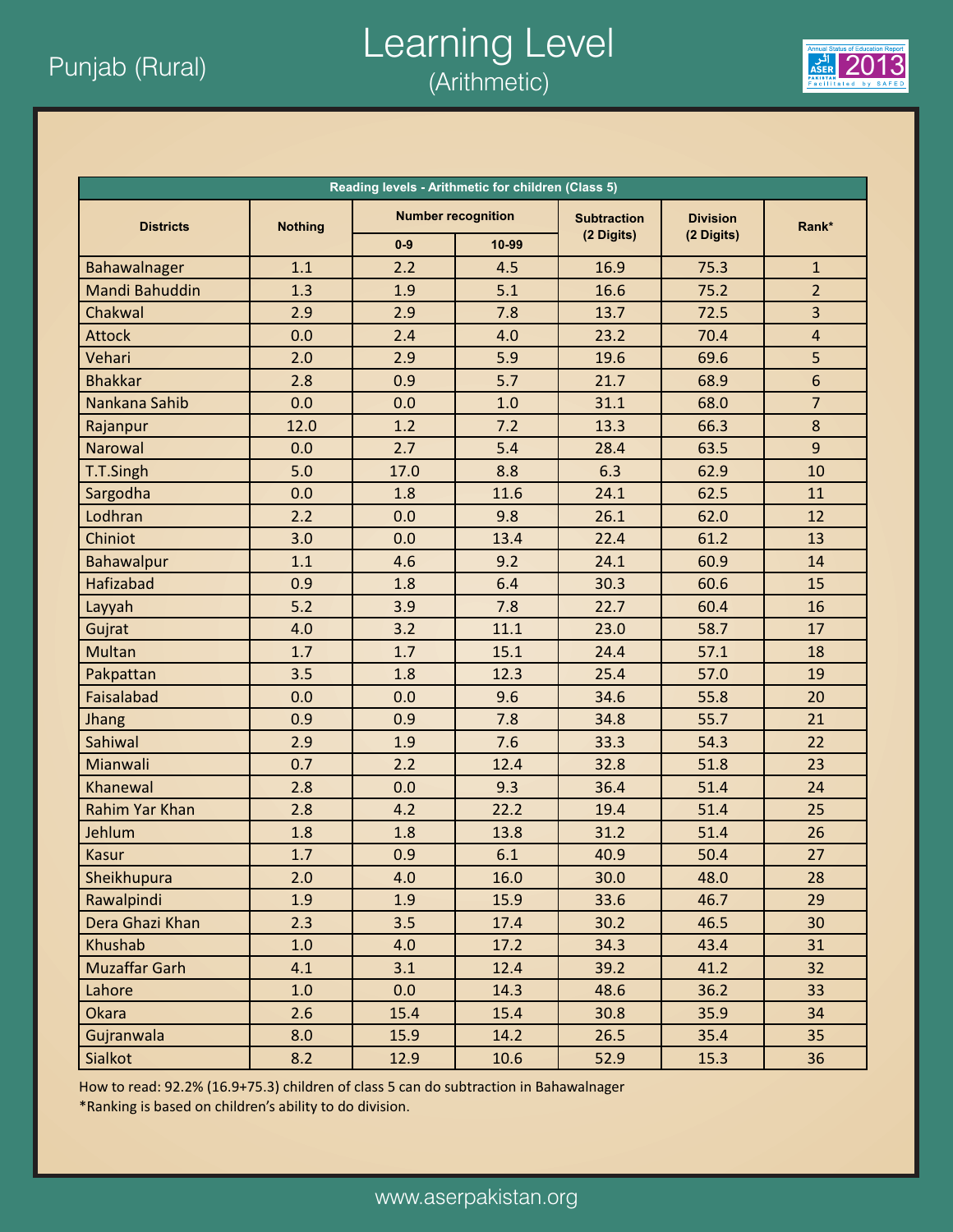Punjab (Rural)

# Learning Level
## (Arithmetic)

| Reading levels - Arithmetic for children (Class 5) | | | | | | |
|---|---|---|---|---|---|---|
| Districts | Nothing | Number recognition | | Subtraction (2 Digits) | Division (2 Digits) | Rank* |
| | | 0-9 | 10-99 | | | |
| Bahawalnager | 1.1 | 2.2 | 4.5 | 16.9 | 75.3 | 1 |
| Mandi Bahuddin | 1.3 | 1.9 | 5.1 | 16.6 | 75.2 | 2 |
| Chakwal | 2.9 | 2.9 | 7.8 | 13.7 | 72.5 | 3 |
| Attock | 0.0 | 2.4 | 4.0 | 23.2 | 70.4 | 4 |
| Vehari | 2.0 | 2.9 | 5.9 | 19.6 | 69.6 | 5 |
| Bhakkar | 2.8 | 0.9 | 5.7 | 21.7 | 68.9 | 6 |
| Nankana Sahib | 0.0 | 0.0 | 1.0 | 31.1 | 68.0 | 7 |
| Rajanpur | 12.0 | 1.2 | 7.2 | 13.3 | 66.3 | 8 |
| Narowal | 0.0 | 2.7 | 5.4 | 28.4 | 63.5 | 9 |
| T.T.Singh | 5.0 | 17.0 | 8.8 | 6.3 | 62.9 | 10 |
| Sargodha | 0.0 | 1.8 | 11.6 | 24.1 | 62.5 | 11 |
| Lodhran | 2.2 | 0.0 | 9.8 | 26.1 | 62.0 | 12 |
| Chiniot | 3.0 | 0.0 | 13.4 | 22.4 | 61.2 | 13 |
| Bahawalpur | 1.1 | 4.6 | 9.2 | 24.1 | 60.9 | 14 |
| Hafizabad | 0.9 | 1.8 | 6.4 | 30.3 | 60.6 | 15 |
| Layyah | 5.2 | 3.9 | 7.8 | 22.7 | 60.4 | 16 |
| Gujrat | 4.0 | 3.2 | 11.1 | 23.0 | 58.7 | 17 |
| Multan | 1.7 | 1.7 | 15.1 | 24.4 | 57.1 | 18 |
| Pakpattan | 3.5 | 1.8 | 12.3 | 25.4 | 57.0 | 19 |
| Faisalabad | 0.0 | 0.0 | 9.6 | 34.6 | 55.8 | 20 |
| Jhang | 0.9 | 0.9 | 7.8 | 34.8 | 55.7 | 21 |
| Sahiwal | 2.9 | 1.9 | 7.6 | 33.3 | 54.3 | 22 |
| Mianwali | 0.7 | 2.2 | 12.4 | 32.8 | 51.8 | 23 |
| Khanewal | 2.8 | 0.0 | 9.3 | 36.4 | 51.4 | 24 |
| Rahim Yar Khan | 2.8 | 4.2 | 22.2 | 19.4 | 51.4 | 25 |
| Jehlum | 1.8 | 1.8 | 13.8 | 31.2 | 51.4 | 26 |
| Kasur | 1.7 | 0.9 | 6.1 | 40.9 | 50.4 | 27 |
| Sheikhupura | 2.0 | 4.0 | 16.0 | 30.0 | 48.0 | 28 |
| Rawalpindi | 1.9 | 1.9 | 15.9 | 33.6 | 46.7 | 29 |
| Dera Ghazi Khan | 2.3 | 3.5 | 17.4 | 30.2 | 46.5 | 30 |
| Khushab | 1.0 | 4.0 | 17.2 | 34.3 | 43.4 | 31 |
| Muzaffar Garh | 4.1 | 3.1 | 12.4 | 39.2 | 41.2 | 32 |
| Lahore | 1.0 | 0.0 | 14.3 | 48.6 | 36.2 | 33 |
| Okara | 2.6 | 15.4 | 15.4 | 30.8 | 35.9 | 34 |
| Gujranwala | 8.0 | 15.9 | 14.2 | 26.5 | 35.4 | 35 |
| Sialkot | 8.2 | 12.9 | 10.6 | 52.9 | 15.3 | 36 |

How to read: 92.2% (16.9+75.3) children of class 5 can do subtraction in Bahawalnager

*Ranking is based on children's ability to do division.

www.aserpakistan.org